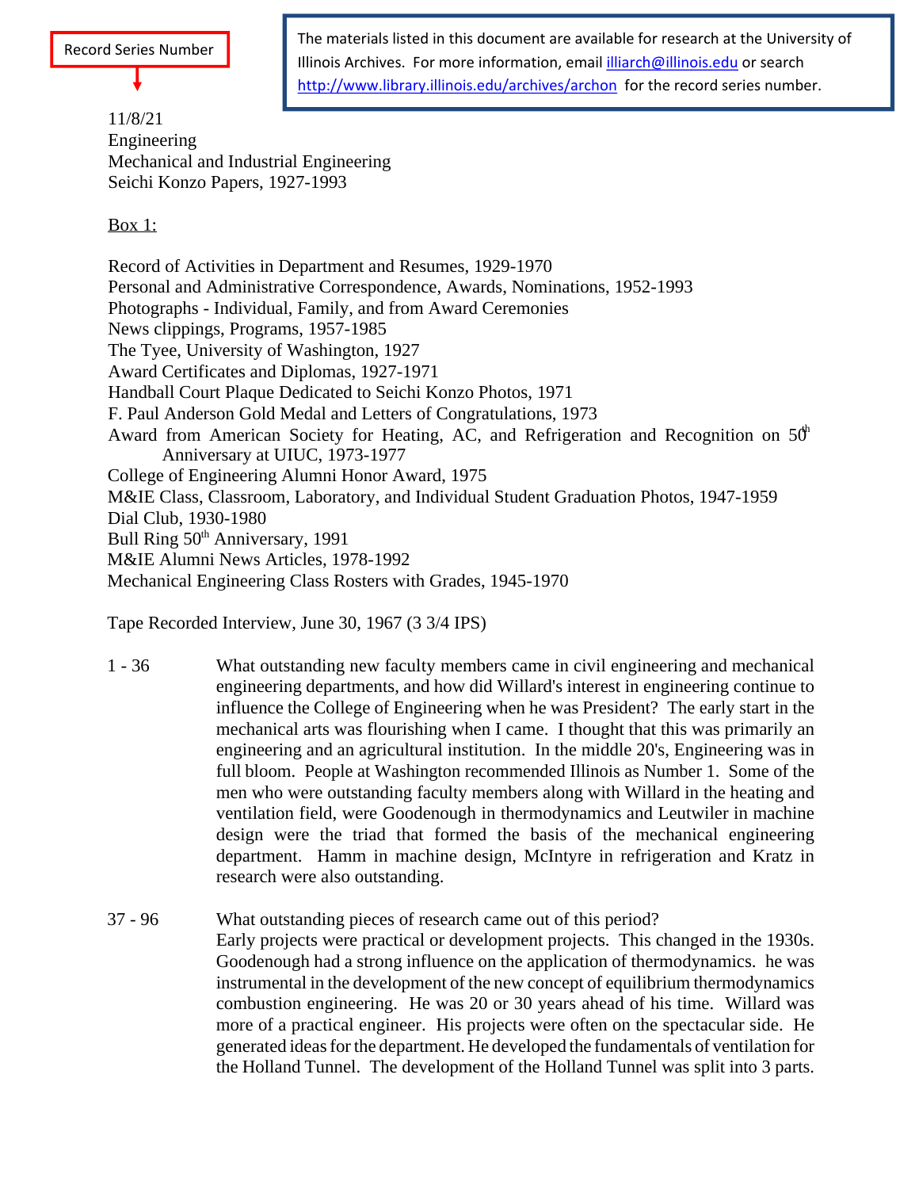Record Series Number

The materials listed in this document are available for research at the University of Illinois Archives. For more information, email illiarch@illinois.edu or search http://www.library.illinois.edu/archives/archon for the record series number.

11/8/21
Engineering
Mechanical and Industrial Engineering
Seichi Konzo Papers, 1927-1993

Box 1:

Record of Activities in Department and Resumes, 1929-1970
Personal and Administrative Correspondence, Awards, Nominations, 1952-1993
Photographs - Individual, Family, and from Award Ceremonies
News clippings, Programs, 1957-1985
The Tyee, University of Washington, 1927
Award Certificates and Diplomas, 1927-1971
Handball Court Plaque Dedicated to Seichi Konzo Photos, 1971
F. Paul Anderson Gold Medal and Letters of Congratulations, 1973
Award from American Society for Heating, AC, and Refrigeration and Recognition on 50th Anniversary at UIUC, 1973-1977
College of Engineering Alumni Honor Award, 1975
M&IE Class, Classroom, Laboratory, and Individual Student Graduation Photos, 1947-1959
Dial Club, 1930-1980
Bull Ring 50th Anniversary, 1991
M&IE Alumni News Articles, 1978-1992
Mechanical Engineering Class Rosters with Grades, 1945-1970

Tape Recorded Interview, June 30, 1967 (3 3/4 IPS)

1 - 36 What outstanding new faculty members came in civil engineering and mechanical engineering departments, and how did Willard's interest in engineering continue to influence the College of Engineering when he was President? The early start in the mechanical arts was flourishing when I came. I thought that this was primarily an engineering and an agricultural institution. In the middle 20's, Engineering was in full bloom. People at Washington recommended Illinois as Number 1. Some of the men who were outstanding faculty members along with Willard in the heating and ventilation field, were Goodenough in thermodynamics and Leutwiler in machine design were the triad that formed the basis of the mechanical engineering department. Hamm in machine design, McIntyre in refrigeration and Kratz in research were also outstanding.

37 - 96 What outstanding pieces of research came out of this period?
Early projects were practical or development projects. This changed in the 1930s. Goodenough had a strong influence on the application of thermodynamics. he was instrumental in the development of the new concept of equilibrium thermodynamics combustion engineering. He was 20 or 30 years ahead of his time. Willard was more of a practical engineer. His projects were often on the spectacular side. He generated ideas for the department. He developed the fundamentals of ventilation for the Holland Tunnel. The development of the Holland Tunnel was split into 3 parts.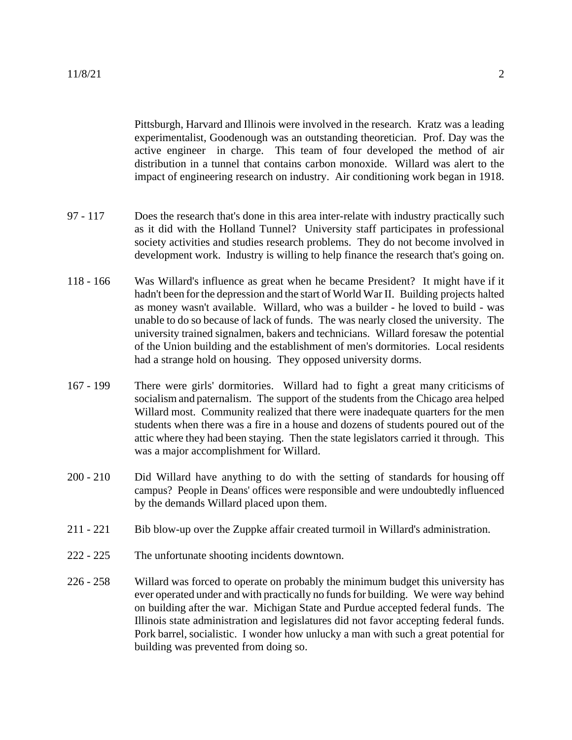Pittsburgh, Harvard and Illinois were involved in the research. Kratz was a leading experimentalist, Goodenough was an outstanding theoretician. Prof. Day was the active engineer in charge. This team of four developed the method of air distribution in a tunnel that contains carbon monoxide. Willard was alert to the impact of engineering research on industry. Air conditioning work began in 1918.

97 - 117 Does the research that's done in this area inter-relate with industry practically such as it did with the Holland Tunnel? University staff participates in professional society activities and studies research problems. They do not become involved in development work. Industry is willing to help finance the research that's going on.

118 - 166 Was Willard's influence as great when he became President? It might have if it hadn't been for the depression and the start of World War II. Building projects halted as money wasn't available. Willard, who was a builder - he loved to build - was unable to do so because of lack of funds. The was nearly closed the university. The university trained signalmen, bakers and technicians. Willard foresaw the potential of the Union building and the establishment of men's dormitories. Local residents had a strange hold on housing. They opposed university dorms.

167 - 199 There were girls' dormitories. Willard had to fight a great many criticisms of socialism and paternalism. The support of the students from the Chicago area helped Willard most. Community realized that there were inadequate quarters for the men students when there was a fire in a house and dozens of students poured out of the attic where they had been staying. Then the state legislators carried it through. This was a major accomplishment for Willard.

200 - 210 Did Willard have anything to do with the setting of standards for housing off campus? People in Deans' offices were responsible and were undoubtedly influenced by the demands Willard placed upon them.

211 - 221 Bib blow-up over the Zuppke affair created turmoil in Willard's administration.

222 - 225 The unfortunate shooting incidents downtown.

226 - 258 Willard was forced to operate on probably the minimum budget this university has ever operated under and with practically no funds for building. We were way behind on building after the war. Michigan State and Purdue accepted federal funds. The Illinois state administration and legislatures did not favor accepting federal funds. Pork barrel, socialistic. I wonder how unlucky a man with such a great potential for building was prevented from doing so.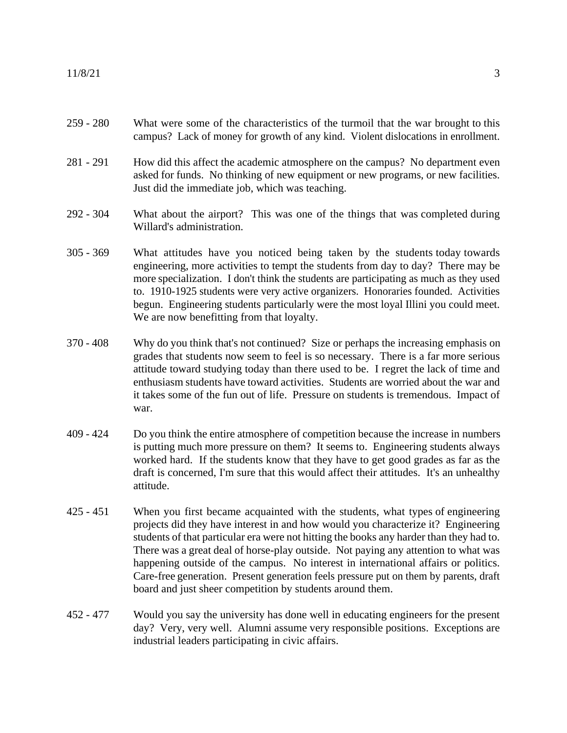| | |
|---|---|
| 259 - 280 | What were some of the characteristics of the turmoil that the war brought to this campus? Lack of money for growth of any kind. Violent dislocations in enrollment. |
| 281 - 291 | How did this affect the academic atmosphere on the campus? No department even asked for funds. No thinking of new equipment or new programs, or new facilities. Just did the immediate job, which was teaching. |
| 292 - 304 | What about the airport? This was one of the things that was completed during Willard's administration. |
| 305 - 369 | What attitudes have you noticed being taken by the students today towards engineering, more activities to tempt the students from day to day? There may be more specialization. I don't think the students are participating as much as they used to. 1910-1925 students were very active organizers. Honoraries founded. Activities begun. Engineering students particularly were the most loyal Illini you could meet. We are now benefitting from that loyalty. |
| 370 - 408 | Why do you think that's not continued? Size or perhaps the increasing emphasis on grades that students now seem to feel is so necessary. There is a far more serious attitude toward studying today than there used to be. I regret the lack of time and enthusiasm students have toward activities. Students are worried about the war and it takes some of the fun out of life. Pressure on students is tremendous. Impact of war. |
| 409 - 424 | Do you think the entire atmosphere of competition because the increase in numbers is putting much more pressure on them? It seems to. Engineering students always worked hard. If the students know that they have to get good grades as far as the draft is concerned, I'm sure that this would affect their attitudes. It's an unhealthy attitude. |
| 425 - 451 | When you first became acquainted with the students, what types of engineering projects did they have interest in and how would you characterize it? Engineering students of that particular era were not hitting the books any harder than they had to. There was a great deal of horse-play outside. Not paying any attention to what was happening outside of the campus. No interest in international affairs or politics. Care-free generation. Present generation feels pressure put on them by parents, draft board and just sheer competition by students around them. |
| 452 - 477 | Would you say the university has done well in educating engineers for the present day? Very, very well. Alumni assume very responsible positions. Exceptions are industrial leaders participating in civic affairs. |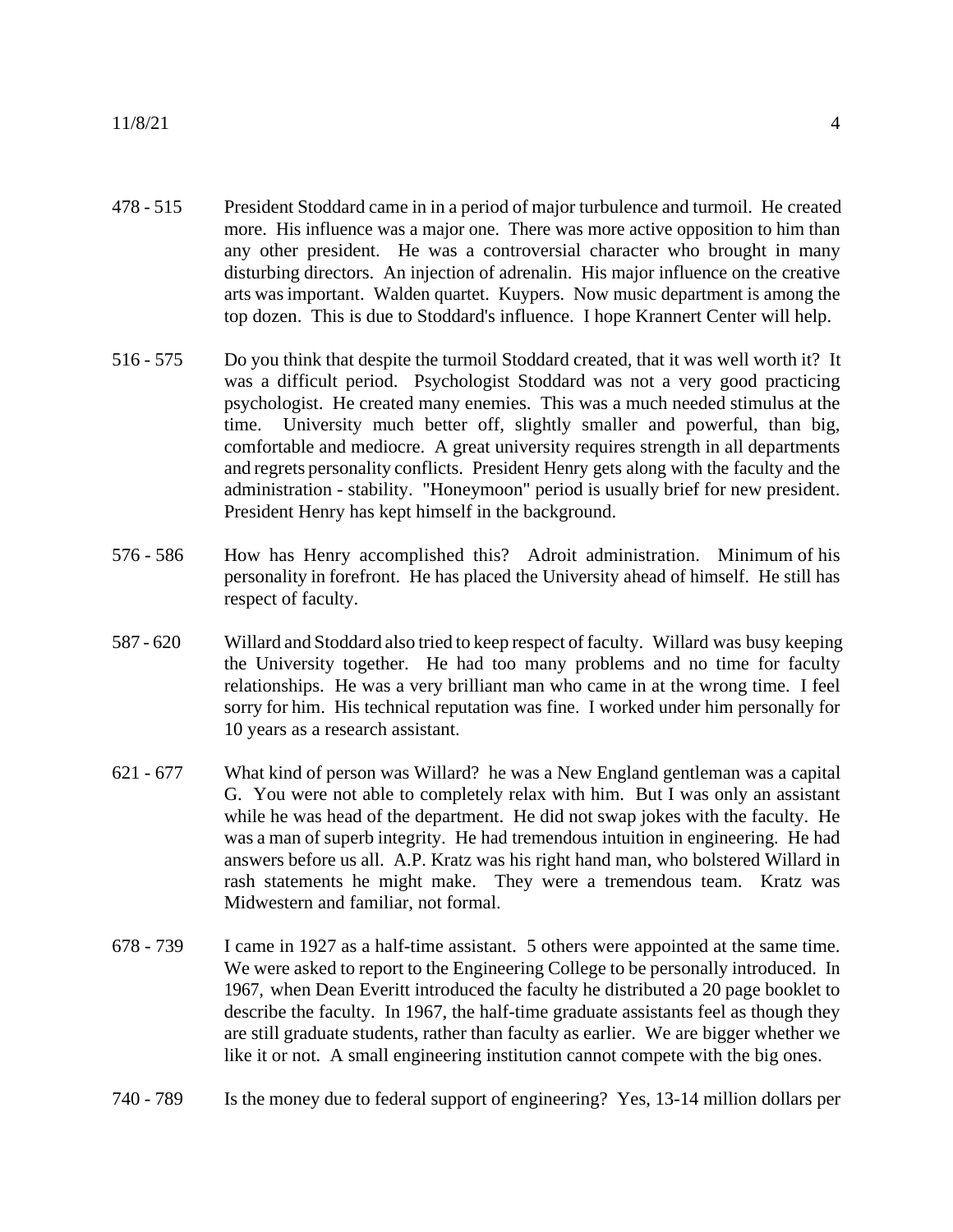478 - 515 President Stoddard came in in a period of major turbulence and turmoil. He created more. His influence was a major one. There was more active opposition to him than any other president. He was a controversial character who brought in many disturbing directors. An injection of adrenalin. His major influence on the creative arts was important. Walden quartet. Kuypers. Now music department is among the top dozen. This is due to Stoddard's influence. I hope Krannert Center will help.

516 - 575 Do you think that despite the turmoil Stoddard created, that it was well worth it? It was a difficult period. Psychologist Stoddard was not a very good practicing psychologist. He created many enemies. This was a much needed stimulus at the time. University much better off, slightly smaller and powerful, than big, comfortable and mediocre. A great university requires strength in all departments and regrets personality conflicts. President Henry gets along with the faculty and the administration - stability. "Honeymoon" period is usually brief for new president. President Henry has kept himself in the background.

576 - 586 How has Henry accomplished this? Adroit administration. Minimum of his personality in forefront. He has placed the University ahead of himself. He still has respect of faculty.

587 - 620 Willard and Stoddard also tried to keep respect of faculty. Willard was busy keeping the University together. He had too many problems and no time for faculty relationships. He was a very brilliant man who came in at the wrong time. I feel sorry for him. His technical reputation was fine. I worked under him personally for 10 years as a research assistant.

621 - 677 What kind of person was Willard? he was a New England gentleman was a capital G. You were not able to completely relax with him. But I was only an assistant while he was head of the department. He did not swap jokes with the faculty. He was a man of superb integrity. He had tremendous intuition in engineering. He had answers before us all. A.P. Kratz was his right hand man, who bolstered Willard in rash statements he might make. They were a tremendous team. Kratz was Midwestern and familiar, not formal.

678 - 739 I came in 1927 as a half-time assistant. 5 others were appointed at the same time. We were asked to report to the Engineering College to be personally introduced. In 1967, when Dean Everitt introduced the faculty he distributed a 20 page booklet to describe the faculty. In 1967, the half-time graduate assistants feel as though they are still graduate students, rather than faculty as earlier. We are bigger whether we like it or not. A small engineering institution cannot compete with the big ones.

740 - 789 Is the money due to federal support of engineering? Yes, 13-14 million dollars per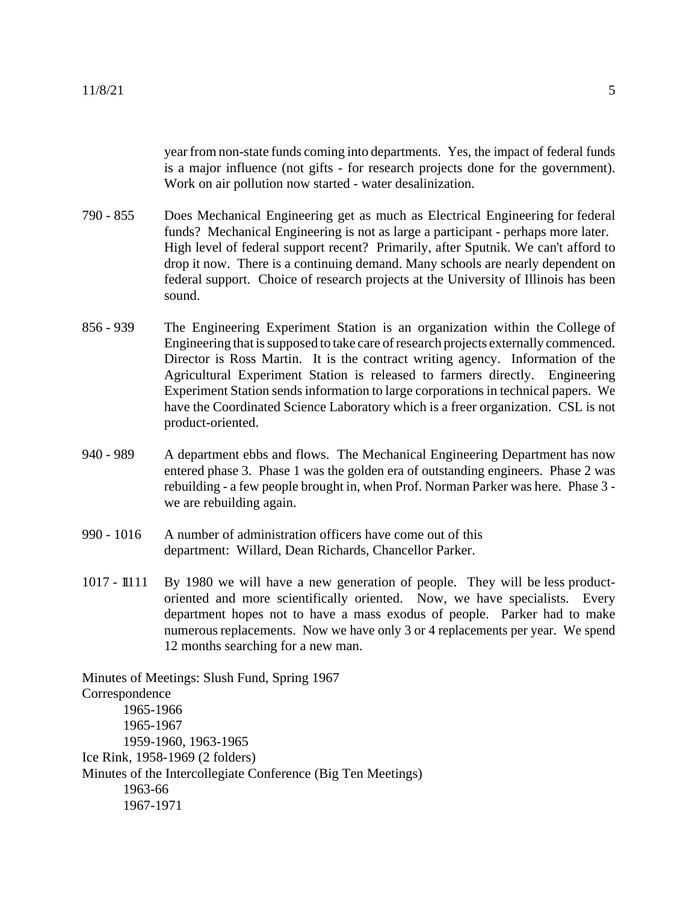year from non-state funds coming into departments. Yes, the impact of federal funds is a major influence (not gifts - for research projects done for the government). Work on air pollution now started - water desalinization.

790 - 855 Does Mechanical Engineering get as much as Electrical Engineering for federal funds? Mechanical Engineering is not as large a participant - perhaps more later. High level of federal support recent? Primarily, after Sputnik. We can't afford to drop it now. There is a continuing demand. Many schools are nearly dependent on federal support. Choice of research projects at the University of Illinois has been sound.

856 - 939 The Engineering Experiment Station is an organization within the College of Engineering that is supposed to take care of research projects externally commenced. Director is Ross Martin. It is the contract writing agency. Information of the Agricultural Experiment Station is released to farmers directly. Engineering Experiment Station sends information to large corporations in technical papers. We have the Coordinated Science Laboratory which is a freer organization. CSL is not product-oriented.

940 - 989 A department ebbs and flows. The Mechanical Engineering Department has now entered phase 3. Phase 1 was the golden era of outstanding engineers. Phase 2 was rebuilding - a few people brought in, when Prof. Norman Parker was here. Phase 3 - we are rebuilding again.

990 - 1016 A number of administration officers have come out of this department: Willard, Dean Richards, Chancellor Parker.

1017 - 1111 By 1980 we will have a new generation of people. They will be less product-oriented and more scientifically oriented. Now, we have specialists. Every department hopes not to have a mass exodus of people. Parker had to make numerous replacements. Now we have only 3 or 4 replacements per year. We spend 12 months searching for a new man.

Minutes of Meetings: Slush Fund, Spring 1967

Correspondence

- 1965-1966
- 1965-1967
- 1959-1960, 1963-1965

Ice Rink, 1958-1969 (2 folders)

Minutes of the Intercollegiate Conference (Big Ten Meetings)

- 1963-66
- 1967-1971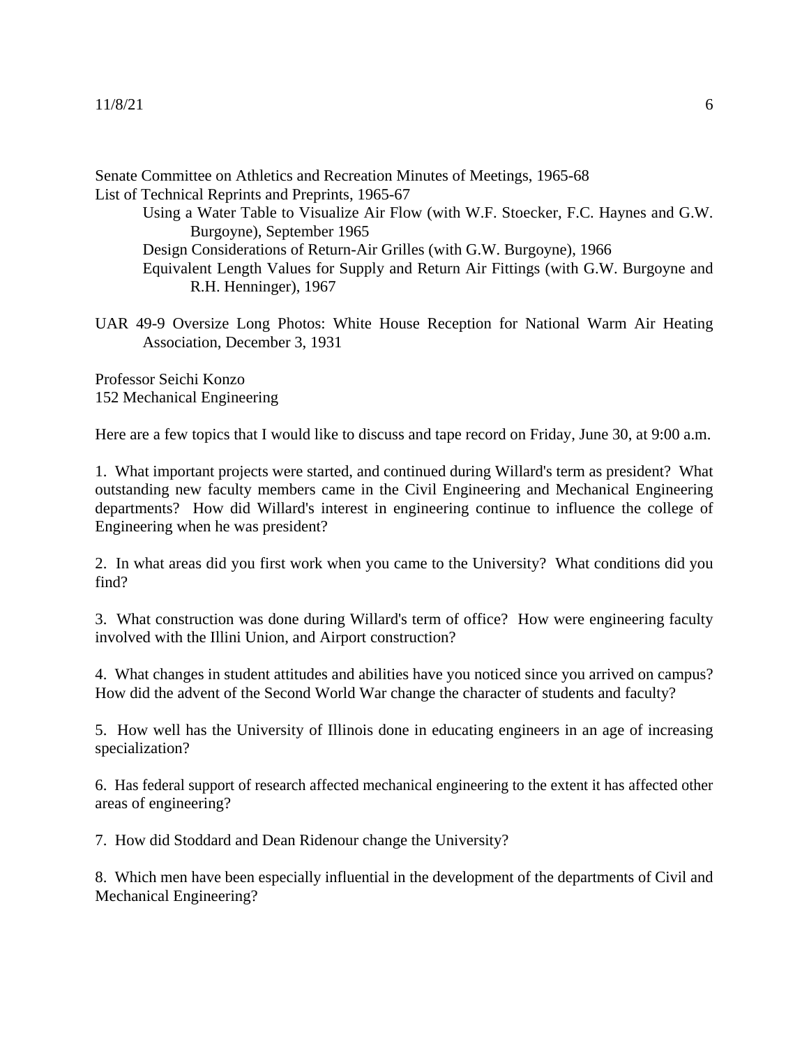Senate Committee on Athletics and Recreation Minutes of Meetings, 1965-68
List of Technical Reprints and Preprints, 1965-67

- Using a Water Table to Visualize Air Flow (with W.F. Stoecker, F.C. Haynes and G.W. Burgoyne), September 1965
- Design Considerations of Return-Air Grilles (with G.W. Burgoyne), 1966
- Equivalent Length Values for Supply and Return Air Fittings (with G.W. Burgoyne and R.H. Henninger), 1967

UAR 49-9 Oversize Long Photos: White House Reception for National Warm Air Heating Association, December 3, 1931

Professor Seichi Konzo
152 Mechanical Engineering

Here are a few topics that I would like to discuss and tape record on Friday, June 30, at 9:00 a.m.

1. What important projects were started, and continued during Willard's term as president? What outstanding new faculty members came in the Civil Engineering and Mechanical Engineering departments? How did Willard's interest in engineering continue to influence the college of Engineering when he was president?

2. In what areas did you first work when you came to the University? What conditions did you find?

3. What construction was done during Willard's term of office? How were engineering faculty involved with the Illini Union, and Airport construction?

4. What changes in student attitudes and abilities have you noticed since you arrived on campus? How did the advent of the Second World War change the character of students and faculty?

5. How well has the University of Illinois done in educating engineers in an age of increasing specialization?

6. Has federal support of research affected mechanical engineering to the extent it has affected other areas of engineering?

7. How did Stoddard and Dean Ridenour change the University?

8. Which men have been especially influential in the development of the departments of Civil and Mechanical Engineering?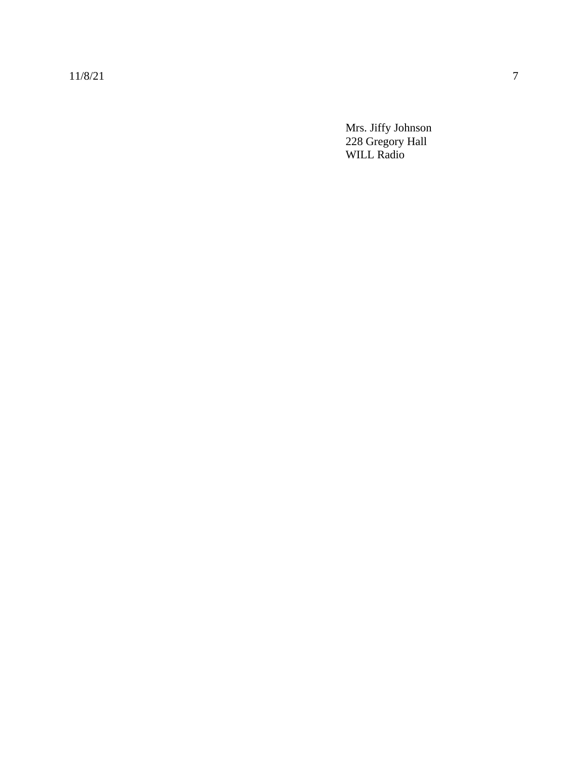Mrs. Jiffy Johnson
228 Gregory Hall
WILL Radio